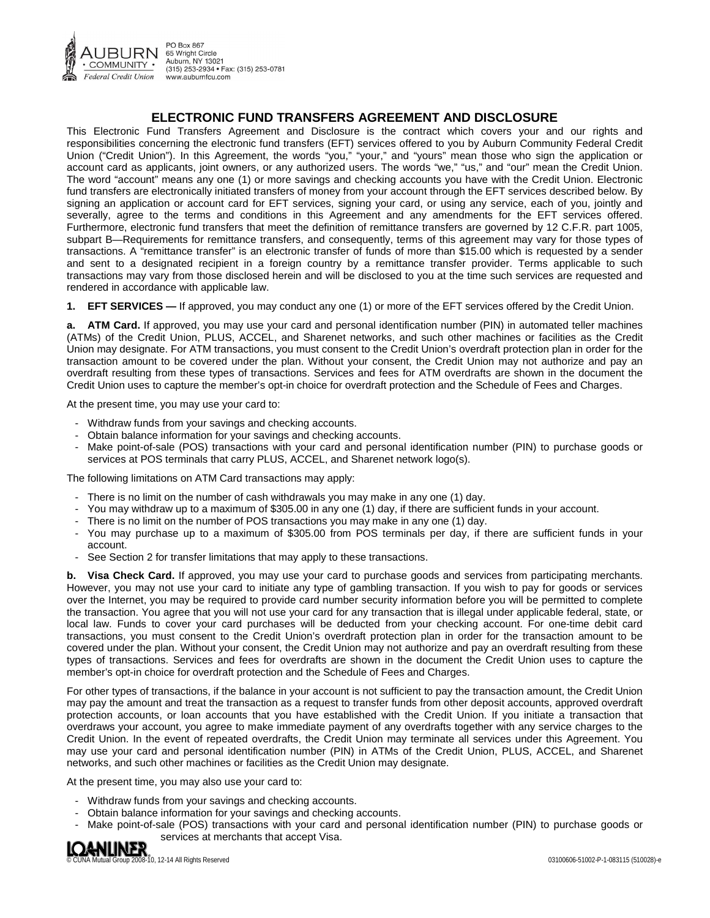PO Box 867
65 Wright Circle
Auburn, NY 13021
(315) 253-2934 • Fax: (315) 253-0781
www.auburnfcu.com

# ELECTRONIC FUND TRANSFERS AGREEMENT AND DISCLOSURE

This Electronic Fund Transfers Agreement and Disclosure is the contract which covers your and our rights and responsibilities concerning the electronic fund transfers (EFT) services offered to you by Auburn Community Federal Credit Union ("Credit Union"). In this Agreement, the words "you," "your," and "yours" mean those who sign the application or account card as applicants, joint owners, or any authorized users. The words "we," "us," and "our" mean the Credit Union. The word "account" means any one (1) or more savings and checking accounts you have with the Credit Union. Electronic fund transfers are electronically initiated transfers of money from your account through the EFT services described below. By signing an application or account card for EFT services, signing your card, or using any service, each of you, jointly and severally, agree to the terms and conditions in this Agreement and any amendments for the EFT services offered. Furthermore, electronic fund transfers that meet the definition of remittance transfers are governed by 12 C.F.R. part 1005, subpart B—Requirements for remittance transfers, and consequently, terms of this agreement may vary for those types of transactions. A "remittance transfer" is an electronic transfer of funds of more than $15.00 which is requested by a sender and sent to a designated recipient in a foreign country by a remittance transfer provider. Terms applicable to such transactions may vary from those disclosed herein and will be disclosed to you at the time such services are requested and rendered in accordance with applicable law.

**1. EFT SERVICES —** If approved, you may conduct any one (1) or more of the EFT services offered by the Credit Union.

**a. ATM Card.** If approved, you may use your card and personal identification number (PIN) in automated teller machines (ATMs) of the Credit Union, PLUS, ACCEL, and Sharenet networks, and such other machines or facilities as the Credit Union may designate. For ATM transactions, you must consent to the Credit Union's overdraft protection plan in order for the transaction amount to be covered under the plan. Without your consent, the Credit Union may not authorize and pay an overdraft resulting from these types of transactions. Services and fees for ATM overdrafts are shown in the document the Credit Union uses to capture the member's opt-in choice for overdraft protection and the Schedule of Fees and Charges.

At the present time, you may use your card to:

- Withdraw funds from your savings and checking accounts.
- Obtain balance information for your savings and checking accounts.
- Make point-of-sale (POS) transactions with your card and personal identification number (PIN) to purchase goods or services at POS terminals that carry PLUS, ACCEL, and Sharenet network logo(s).

The following limitations on ATM Card transactions may apply:

- There is no limit on the number of cash withdrawals you may make in any one (1) day.
- You may withdraw up to a maximum of $305.00 in any one (1) day, if there are sufficient funds in your account.
- There is no limit on the number of POS transactions you may make in any one (1) day.
- You may purchase up to a maximum of $305.00 from POS terminals per day, if there are sufficient funds in your account.
- See Section 2 for transfer limitations that may apply to these transactions.

**b. Visa Check Card.** If approved, you may use your card to purchase goods and services from participating merchants. However, you may not use your card to initiate any type of gambling transaction. If you wish to pay for goods or services over the Internet, you may be required to provide card number security information before you will be permitted to complete the transaction. You agree that you will not use your card for any transaction that is illegal under applicable federal, state, or local law. Funds to cover your card purchases will be deducted from your checking account. For one-time debit card transactions, you must consent to the Credit Union's overdraft protection plan in order for the transaction amount to be covered under the plan. Without your consent, the Credit Union may not authorize and pay an overdraft resulting from these types of transactions. Services and fees for overdrafts are shown in the document the Credit Union uses to capture the member's opt-in choice for overdraft protection and the Schedule of Fees and Charges.

For other types of transactions, if the balance in your account is not sufficient to pay the transaction amount, the Credit Union may pay the amount and treat the transaction as a request to transfer funds from other deposit accounts, approved overdraft protection accounts, or loan accounts that you have established with the Credit Union. If you initiate a transaction that overdraws your account, you agree to make immediate payment of any overdrafts together with any service charges to the Credit Union. In the event of repeated overdrafts, the Credit Union may terminate all services under this Agreement. You may use your card and personal identification number (PIN) in ATMs of the Credit Union, PLUS, ACCEL, and Sharenet networks, and such other machines or facilities as the Credit Union may designate.

At the present time, you may also use your card to:

- Withdraw funds from your savings and checking accounts.
- Obtain balance information for your savings and checking accounts.
- Make point-of-sale (POS) transactions with your card and personal identification number (PIN) to purchase goods or services at merchants that accept Visa.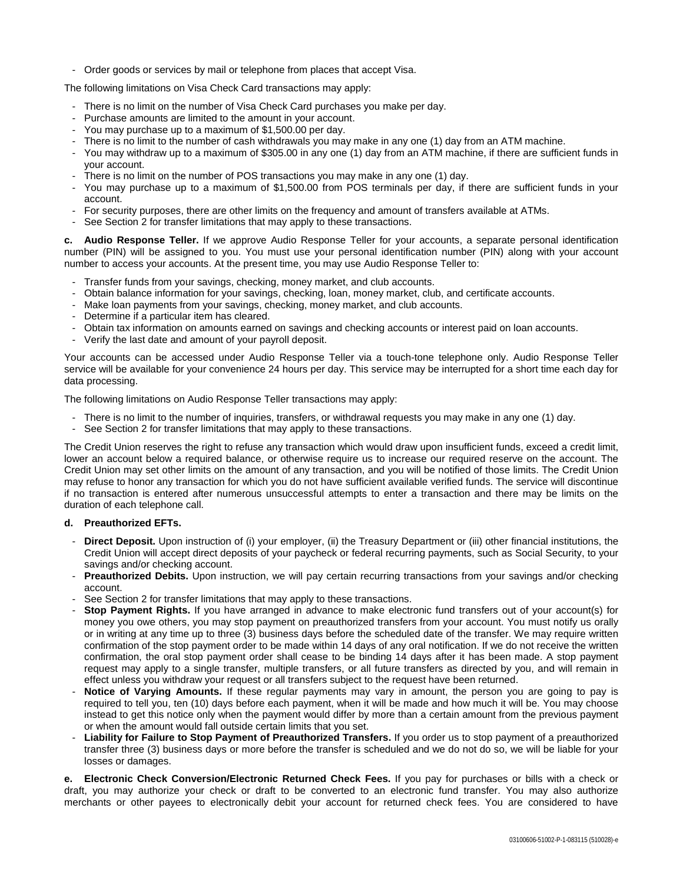- Order goods or services by mail or telephone from places that accept Visa.

The following limitations on Visa Check Card transactions may apply:

- There is no limit on the number of Visa Check Card purchases you make per day.
- Purchase amounts are limited to the amount in your account.
- You may purchase up to a maximum of $1,500.00 per day.
- There is no limit to the number of cash withdrawals you may make in any one (1) day from an ATM machine.
- You may withdraw up to a maximum of $305.00 in any one (1) day from an ATM machine, if there are sufficient funds in your account.
- There is no limit on the number of POS transactions you may make in any one (1) day.
- You may purchase up to a maximum of $1,500.00 from POS terminals per day, if there are sufficient funds in your account.
- For security purposes, there are other limits on the frequency and amount of transfers available at ATMs.
- See Section 2 for transfer limitations that may apply to these transactions.

**c. Audio Response Teller.** If we approve Audio Response Teller for your accounts, a separate personal identification number (PIN) will be assigned to you. You must use your personal identification number (PIN) along with your account number to access your accounts. At the present time, you may use Audio Response Teller to:

- Transfer funds from your savings, checking, money market, and club accounts.
- Obtain balance information for your savings, checking, loan, money market, club, and certificate accounts.
- Make loan payments from your savings, checking, money market, and club accounts.
- Determine if a particular item has cleared.
- Obtain tax information on amounts earned on savings and checking accounts or interest paid on loan accounts.
- Verify the last date and amount of your payroll deposit.

Your accounts can be accessed under Audio Response Teller via a touch-tone telephone only. Audio Response Teller service will be available for your convenience 24 hours per day. This service may be interrupted for a short time each day for data processing.

The following limitations on Audio Response Teller transactions may apply:

- There is no limit to the number of inquiries, transfers, or withdrawal requests you may make in any one (1) day.
- See Section 2 for transfer limitations that may apply to these transactions.

The Credit Union reserves the right to refuse any transaction which would draw upon insufficient funds, exceed a credit limit, lower an account below a required balance, or otherwise require us to increase our required reserve on the account. The Credit Union may set other limits on the amount of any transaction, and you will be notified of those limits. The Credit Union may refuse to honor any transaction for which you do not have sufficient available verified funds. The service will discontinue if no transaction is entered after numerous unsuccessful attempts to enter a transaction and there may be limits on the duration of each telephone call.

**d. Preauthorized EFTs.**

- **Direct Deposit.** Upon instruction of (i) your employer, (ii) the Treasury Department or (iii) other financial institutions, the Credit Union will accept direct deposits of your paycheck or federal recurring payments, such as Social Security, to your savings and/or checking account.
- **Preauthorized Debits.** Upon instruction, we will pay certain recurring transactions from your savings and/or checking account.
- See Section 2 for transfer limitations that may apply to these transactions.
- **Stop Payment Rights.** If you have arranged in advance to make electronic fund transfers out of your account(s) for money you owe others, you may stop payment on preauthorized transfers from your account. You must notify us orally or in writing at any time up to three (3) business days before the scheduled date of the transfer. We may require written confirmation of the stop payment order to be made within 14 days of any oral notification. If we do not receive the written confirmation, the oral stop payment order shall cease to be binding 14 days after it has been made. A stop payment request may apply to a single transfer, multiple transfers, or all future transfers as directed by you, and will remain in effect unless you withdraw your request or all transfers subject to the request have been returned.
- **Notice of Varying Amounts.** If these regular payments may vary in amount, the person you are going to pay is required to tell you, ten (10) days before each payment, when it will be made and how much it will be. You may choose instead to get this notice only when the payment would differ by more than a certain amount from the previous payment or when the amount would fall outside certain limits that you set.
- **Liability for Failure to Stop Payment of Preauthorized Transfers.** If you order us to stop payment of a preauthorized transfer three (3) business days or more before the transfer is scheduled and we do not do so, we will be liable for your losses or damages.

**e. Electronic Check Conversion/Electronic Returned Check Fees.** If you pay for purchases or bills with a check or draft, you may authorize your check or draft to be converted to an electronic fund transfer. You may also authorize merchants or other payees to electronically debit your account for returned check fees. You are considered to have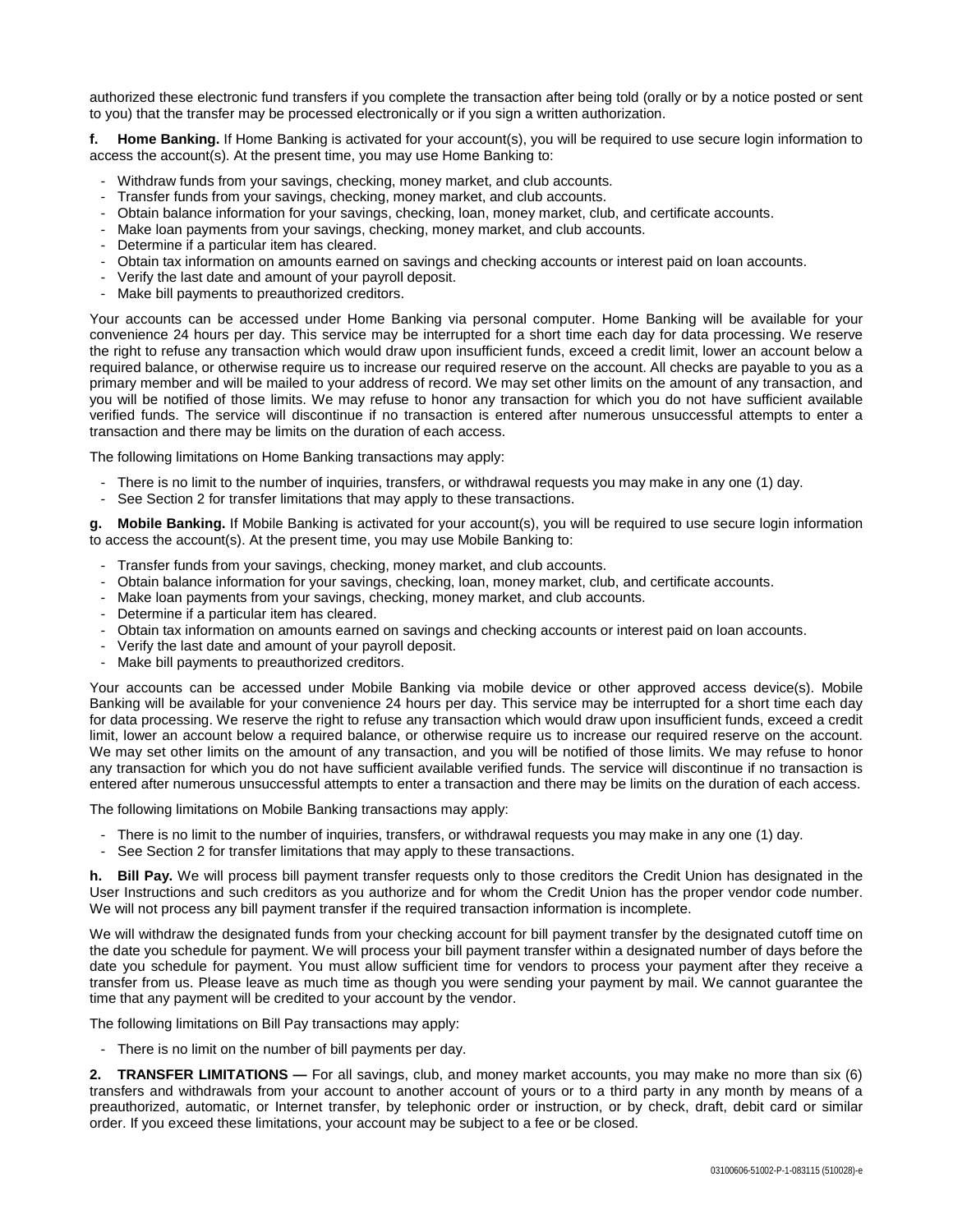authorized these electronic fund transfers if you complete the transaction after being told (orally or by a notice posted or sent to you) that the transfer may be processed electronically or if you sign a written authorization.

**f. Home Banking.** If Home Banking is activated for your account(s), you will be required to use secure login information to access the account(s). At the present time, you may use Home Banking to:

- Withdraw funds from your savings, checking, money market, and club accounts.
- Transfer funds from your savings, checking, money market, and club accounts.
- Obtain balance information for your savings, checking, loan, money market, club, and certificate accounts.
- Make loan payments from your savings, checking, money market, and club accounts.
- Determine if a particular item has cleared.
- Obtain tax information on amounts earned on savings and checking accounts or interest paid on loan accounts.
- Verify the last date and amount of your payroll deposit.
- Make bill payments to preauthorized creditors.

Your accounts can be accessed under Home Banking via personal computer. Home Banking will be available for your convenience 24 hours per day. This service may be interrupted for a short time each day for data processing. We reserve the right to refuse any transaction which would draw upon insufficient funds, exceed a credit limit, lower an account below a required balance, or otherwise require us to increase our required reserve on the account. All checks are payable to you as a primary member and will be mailed to your address of record. We may set other limits on the amount of any transaction, and you will be notified of those limits. We may refuse to honor any transaction for which you do not have sufficient available verified funds. The service will discontinue if no transaction is entered after numerous unsuccessful attempts to enter a transaction and there may be limits on the duration of each access.

The following limitations on Home Banking transactions may apply:

- There is no limit to the number of inquiries, transfers, or withdrawal requests you may make in any one (1) day.
- See Section 2 for transfer limitations that may apply to these transactions.

**g. Mobile Banking.** If Mobile Banking is activated for your account(s), you will be required to use secure login information to access the account(s). At the present time, you may use Mobile Banking to:

- Transfer funds from your savings, checking, money market, and club accounts.
- Obtain balance information for your savings, checking, loan, money market, club, and certificate accounts.
- Make loan payments from your savings, checking, money market, and club accounts.
- Determine if a particular item has cleared.
- Obtain tax information on amounts earned on savings and checking accounts or interest paid on loan accounts.
- Verify the last date and amount of your payroll deposit.
- Make bill payments to preauthorized creditors.

Your accounts can be accessed under Mobile Banking via mobile device or other approved access device(s). Mobile Banking will be available for your convenience 24 hours per day. This service may be interrupted for a short time each day for data processing. We reserve the right to refuse any transaction which would draw upon insufficient funds, exceed a credit limit, lower an account below a required balance, or otherwise require us to increase our required reserve on the account. We may set other limits on the amount of any transaction, and you will be notified of those limits. We may refuse to honor any transaction for which you do not have sufficient available verified funds. The service will discontinue if no transaction is entered after numerous unsuccessful attempts to enter a transaction and there may be limits on the duration of each access.

The following limitations on Mobile Banking transactions may apply:

- There is no limit to the number of inquiries, transfers, or withdrawal requests you may make in any one (1) day.
- See Section 2 for transfer limitations that may apply to these transactions.

**h. Bill Pay.** We will process bill payment transfer requests only to those creditors the Credit Union has designated in the User Instructions and such creditors as you authorize and for whom the Credit Union has the proper vendor code number. We will not process any bill payment transfer if the required transaction information is incomplete.

We will withdraw the designated funds from your checking account for bill payment transfer by the designated cutoff time on the date you schedule for payment. We will process your bill payment transfer within a designated number of days before the date you schedule for payment. You must allow sufficient time for vendors to process your payment after they receive a transfer from us. Please leave as much time as though you were sending your payment by mail. We cannot guarantee the time that any payment will be credited to your account by the vendor.

The following limitations on Bill Pay transactions may apply:

- There is no limit on the number of bill payments per day.

**2. TRANSFER LIMITATIONS —** For all savings, club, and money market accounts, you may make no more than six (6) transfers and withdrawals from your account to another account of yours or to a third party in any month by means of a preauthorized, automatic, or Internet transfer, by telephonic order or instruction, or by check, draft, debit card or similar order. If you exceed these limitations, your account may be subject to a fee or be closed.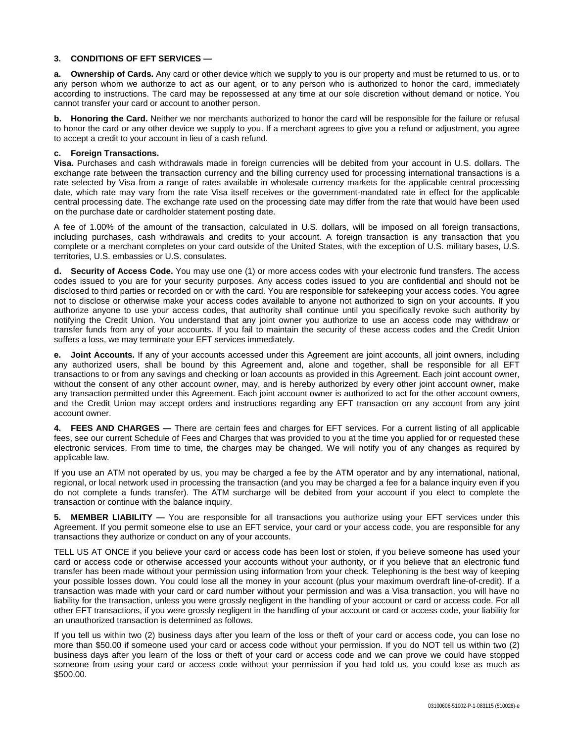**3. CONDITIONS OF EFT SERVICES —**

**a. Ownership of Cards.** Any card or other device which we supply to you is our property and must be returned to us, or to any person whom we authorize to act as our agent, or to any person who is authorized to honor the card, immediately according to instructions. The card may be repossessed at any time at our sole discretion without demand or notice. You cannot transfer your card or account to another person.

**b. Honoring the Card.** Neither we nor merchants authorized to honor the card will be responsible for the failure or refusal to honor the card or any other device we supply to you. If a merchant agrees to give you a refund or adjustment, you agree to accept a credit to your account in lieu of a cash refund.

**c. Foreign Transactions.**

**Visa.** Purchases and cash withdrawals made in foreign currencies will be debited from your account in U.S. dollars. The exchange rate between the transaction currency and the billing currency used for processing international transactions is a rate selected by Visa from a range of rates available in wholesale currency markets for the applicable central processing date, which rate may vary from the rate Visa itself receives or the government-mandated rate in effect for the applicable central processing date. The exchange rate used on the processing date may differ from the rate that would have been used on the purchase date or cardholder statement posting date.

A fee of 1.00% of the amount of the transaction, calculated in U.S. dollars, will be imposed on all foreign transactions, including purchases, cash withdrawals and credits to your account. A foreign transaction is any transaction that you complete or a merchant completes on your card outside of the United States, with the exception of U.S. military bases, U.S. territories, U.S. embassies or U.S. consulates.

**d. Security of Access Code.** You may use one (1) or more access codes with your electronic fund transfers. The access codes issued to you are for your security purposes. Any access codes issued to you are confidential and should not be disclosed to third parties or recorded on or with the card. You are responsible for safekeeping your access codes. You agree not to disclose or otherwise make your access codes available to anyone not authorized to sign on your accounts. If you authorize anyone to use your access codes, that authority shall continue until you specifically revoke such authority by notifying the Credit Union. You understand that any joint owner you authorize to use an access code may withdraw or transfer funds from any of your accounts. If you fail to maintain the security of these access codes and the Credit Union suffers a loss, we may terminate your EFT services immediately.

**e. Joint Accounts.** If any of your accounts accessed under this Agreement are joint accounts, all joint owners, including any authorized users, shall be bound by this Agreement and, alone and together, shall be responsible for all EFT transactions to or from any savings and checking or loan accounts as provided in this Agreement. Each joint account owner, without the consent of any other account owner, may, and is hereby authorized by every other joint account owner, make any transaction permitted under this Agreement. Each joint account owner is authorized to act for the other account owners, and the Credit Union may accept orders and instructions regarding any EFT transaction on any account from any joint account owner.

**4. FEES AND CHARGES —** There are certain fees and charges for EFT services. For a current listing of all applicable fees, see our current Schedule of Fees and Charges that was provided to you at the time you applied for or requested these electronic services. From time to time, the charges may be changed. We will notify you of any changes as required by applicable law.

If you use an ATM not operated by us, you may be charged a fee by the ATM operator and by any international, national, regional, or local network used in processing the transaction (and you may be charged a fee for a balance inquiry even if you do not complete a funds transfer). The ATM surcharge will be debited from your account if you elect to complete the transaction or continue with the balance inquiry.

**5. MEMBER LIABILITY —** You are responsible for all transactions you authorize using your EFT services under this Agreement. If you permit someone else to use an EFT service, your card or your access code, you are responsible for any transactions they authorize or conduct on any of your accounts.

TELL US AT ONCE if you believe your card or access code has been lost or stolen, if you believe someone has used your card or access code or otherwise accessed your accounts without your authority, or if you believe that an electronic fund transfer has been made without your permission using information from your check. Telephoning is the best way of keeping your possible losses down. You could lose all the money in your account (plus your maximum overdraft line-of-credit). If a transaction was made with your card or card number without your permission and was a Visa transaction, you will have no liability for the transaction, unless you were grossly negligent in the handling of your account or card or access code. For all other EFT transactions, if you were grossly negligent in the handling of your account or card or access code, your liability for an unauthorized transaction is determined as follows.

If you tell us within two (2) business days after you learn of the loss or theft of your card or access code, you can lose no more than $50.00 if someone used your card or access code without your permission. If you do NOT tell us within two (2) business days after you learn of the loss or theft of your card or access code and we can prove we could have stopped someone from using your card or access code without your permission if you had told us, you could lose as much as $500.00.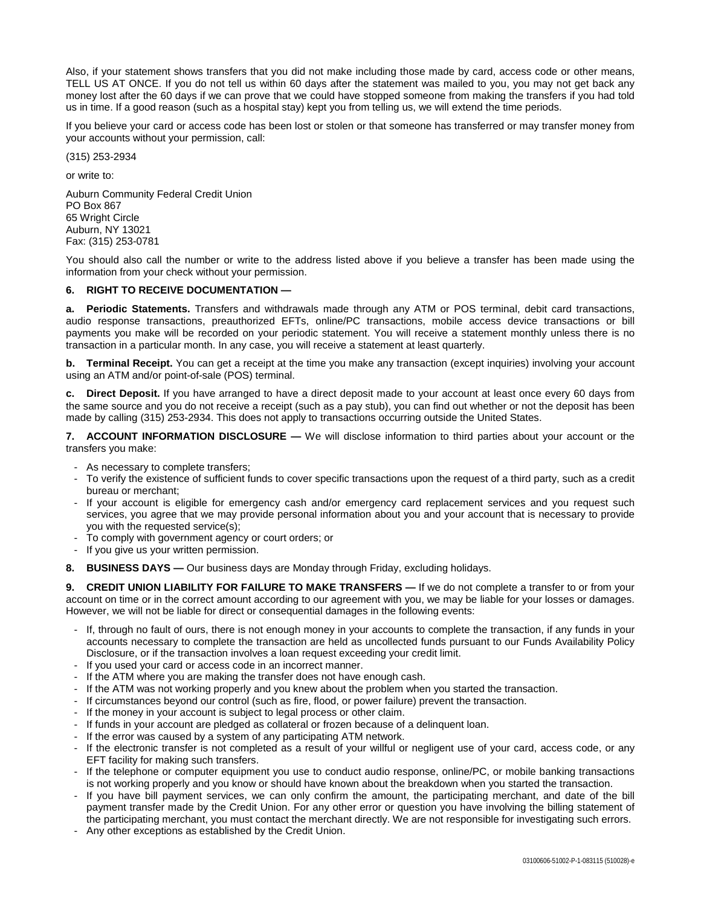Also, if your statement shows transfers that you did not make including those made by card, access code or other means, TELL US AT ONCE. If you do not tell us within 60 days after the statement was mailed to you, you may not get back any money lost after the 60 days if we can prove that we could have stopped someone from making the transfers if you had told us in time. If a good reason (such as a hospital stay) kept you from telling us, we will extend the time periods.

If you believe your card or access code has been lost or stolen or that someone has transferred or may transfer money from your accounts without your permission, call:

(315) 253-2934

or write to:

Auburn Community Federal Credit Union
PO Box 867
65 Wright Circle
Auburn, NY 13021
Fax: (315) 253-0781

You should also call the number or write to the address listed above if you believe a transfer has been made using the information from your check without your permission.

**6. RIGHT TO RECEIVE DOCUMENTATION —**

**a. Periodic Statements.** Transfers and withdrawals made through any ATM or POS terminal, debit card transactions, audio response transactions, preauthorized EFTs, online/PC transactions, mobile access device transactions or bill payments you make will be recorded on your periodic statement. You will receive a statement monthly unless there is no transaction in a particular month. In any case, you will receive a statement at least quarterly.

**b. Terminal Receipt.** You can get a receipt at the time you make any transaction (except inquiries) involving your account using an ATM and/or point-of-sale (POS) terminal.

**c. Direct Deposit.** If you have arranged to have a direct deposit made to your account at least once every 60 days from the same source and you do not receive a receipt (such as a pay stub), you can find out whether or not the deposit has been made by calling (315) 253-2934. This does not apply to transactions occurring outside the United States.

**7. ACCOUNT INFORMATION DISCLOSURE —** We will disclose information to third parties about your account or the transfers you make:

- As necessary to complete transfers;
- To verify the existence of sufficient funds to cover specific transactions upon the request of a third party, such as a credit bureau or merchant;
- If your account is eligible for emergency cash and/or emergency card replacement services and you request such services, you agree that we may provide personal information about you and your account that is necessary to provide you with the requested service(s);
- To comply with government agency or court orders; or
- If you give us your written permission.

**8. BUSINESS DAYS —** Our business days are Monday through Friday, excluding holidays.

**9. CREDIT UNION LIABILITY FOR FAILURE TO MAKE TRANSFERS —** If we do not complete a transfer to or from your account on time or in the correct amount according to our agreement with you, we may be liable for your losses or damages. However, we will not be liable for direct or consequential damages in the following events:

- If, through no fault of ours, there is not enough money in your accounts to complete the transaction, if any funds in your accounts necessary to complete the transaction are held as uncollected funds pursuant to our Funds Availability Policy Disclosure, or if the transaction involves a loan request exceeding your credit limit.
- If you used your card or access code in an incorrect manner.
- If the ATM where you are making the transfer does not have enough cash.
- If the ATM was not working properly and you knew about the problem when you started the transaction.
- If circumstances beyond our control (such as fire, flood, or power failure) prevent the transaction.
- If the money in your account is subject to legal process or other claim.
- If funds in your account are pledged as collateral or frozen because of a delinquent loan.
- If the error was caused by a system of any participating ATM network.
- If the electronic transfer is not completed as a result of your willful or negligent use of your card, access code, or any EFT facility for making such transfers.
- If the telephone or computer equipment you use to conduct audio response, online/PC, or mobile banking transactions is not working properly and you know or should have known about the breakdown when you started the transaction.
- If you have bill payment services, we can only confirm the amount, the participating merchant, and date of the bill payment transfer made by the Credit Union. For any other error or question you have involving the billing statement of the participating merchant, you must contact the merchant directly. We are not responsible for investigating such errors.
- Any other exceptions as established by the Credit Union.

03100606-51002-P-1-083115 (510028)-e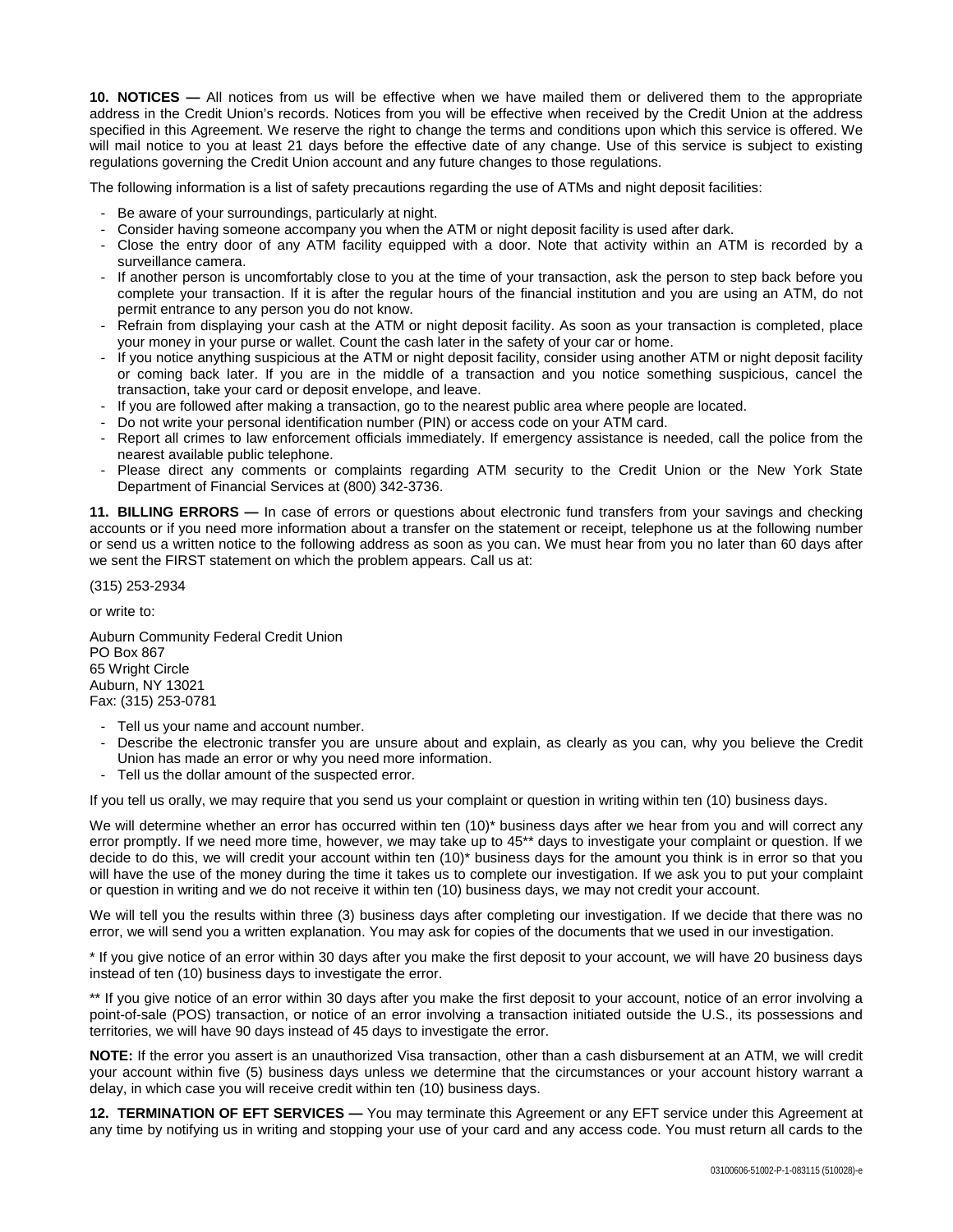**10. NOTICES —** All notices from us will be effective when we have mailed them or delivered them to the appropriate address in the Credit Union's records. Notices from you will be effective when received by the Credit Union at the address specified in this Agreement. We reserve the right to change the terms and conditions upon which this service is offered. We will mail notice to you at least 21 days before the effective date of any change. Use of this service is subject to existing regulations governing the Credit Union account and any future changes to those regulations.

The following information is a list of safety precautions regarding the use of ATMs and night deposit facilities:

- Be aware of your surroundings, particularly at night.
- Consider having someone accompany you when the ATM or night deposit facility is used after dark.
- Close the entry door of any ATM facility equipped with a door. Note that activity within an ATM is recorded by a surveillance camera.
- If another person is uncomfortably close to you at the time of your transaction, ask the person to step back before you complete your transaction. If it is after the regular hours of the financial institution and you are using an ATM, do not permit entrance to any person you do not know.
- Refrain from displaying your cash at the ATM or night deposit facility. As soon as your transaction is completed, place your money in your purse or wallet. Count the cash later in the safety of your car or home.
- If you notice anything suspicious at the ATM or night deposit facility, consider using another ATM or night deposit facility or coming back later. If you are in the middle of a transaction and you notice something suspicious, cancel the transaction, take your card or deposit envelope, and leave.
- If you are followed after making a transaction, go to the nearest public area where people are located.
- Do not write your personal identification number (PIN) or access code on your ATM card.
- Report all crimes to law enforcement officials immediately. If emergency assistance is needed, call the police from the nearest available public telephone.
- Please direct any comments or complaints regarding ATM security to the Credit Union or the New York State Department of Financial Services at (800) 342-3736.

**11. BILLING ERRORS —** In case of errors or questions about electronic fund transfers from your savings and checking accounts or if you need more information about a transfer on the statement or receipt, telephone us at the following number or send us a written notice to the following address as soon as you can. We must hear from you no later than 60 days after we sent the FIRST statement on which the problem appears. Call us at:

(315) 253-2934

or write to:

Auburn Community Federal Credit Union
PO Box 867
65 Wright Circle
Auburn, NY 13021
Fax: (315) 253-0781

- Tell us your name and account number.
- Describe the electronic transfer you are unsure about and explain, as clearly as you can, why you believe the Credit Union has made an error or why you need more information.
- Tell us the dollar amount of the suspected error.

If you tell us orally, we may require that you send us your complaint or question in writing within ten (10) business days.

We will determine whether an error has occurred within ten (10)* business days after we hear from you and will correct any error promptly. If we need more time, however, we may take up to 45** days to investigate your complaint or question. If we decide to do this, we will credit your account within ten (10)* business days for the amount you think is in error so that you will have the use of the money during the time it takes us to complete our investigation. If we ask you to put your complaint or question in writing and we do not receive it within ten (10) business days, we may not credit your account.

We will tell you the results within three (3) business days after completing our investigation. If we decide that there was no error, we will send you a written explanation. You may ask for copies of the documents that we used in our investigation.

* If you give notice of an error within 30 days after you make the first deposit to your account, we will have 20 business days instead of ten (10) business days to investigate the error.

** If you give notice of an error within 30 days after you make the first deposit to your account, notice of an error involving a point-of-sale (POS) transaction, or notice of an error involving a transaction initiated outside the U.S., its possessions and territories, we will have 90 days instead of 45 days to investigate the error.

**NOTE:** If the error you assert is an unauthorized Visa transaction, other than a cash disbursement at an ATM, we will credit your account within five (5) business days unless we determine that the circumstances or your account history warrant a delay, in which case you will receive credit within ten (10) business days.

**12. TERMINATION OF EFT SERVICES —** You may terminate this Agreement or any EFT service under this Agreement at any time by notifying us in writing and stopping your use of your card and any access code. You must return all cards to the

03100606-51002-P-1-083115 (510028)-e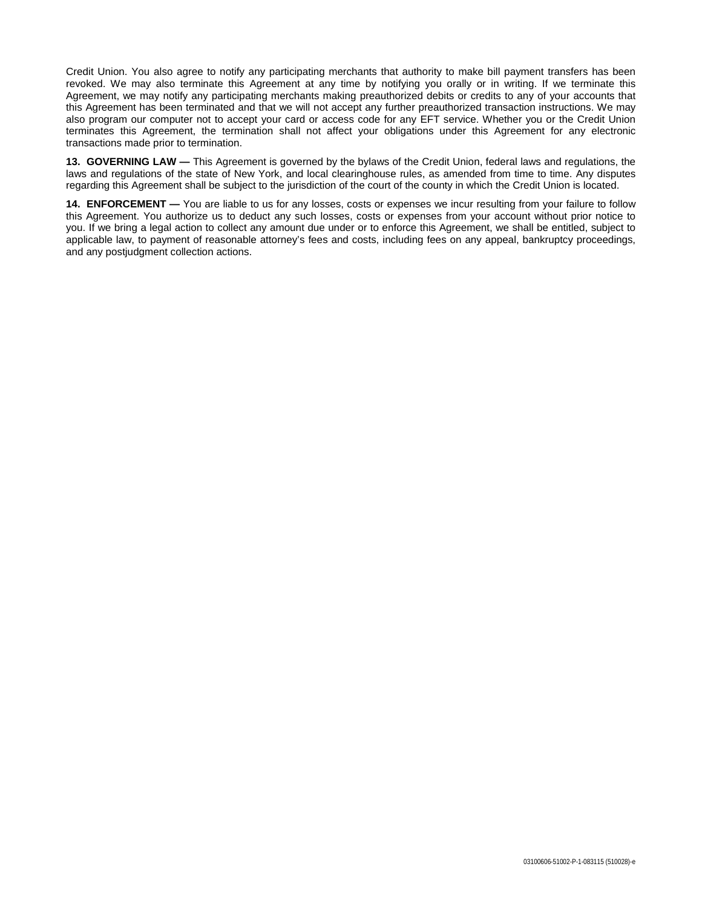Credit Union. You also agree to notify any participating merchants that authority to make bill payment transfers has been revoked. We may also terminate this Agreement at any time by notifying you orally or in writing. If we terminate this Agreement, we may notify any participating merchants making preauthorized debits or credits to any of your accounts that this Agreement has been terminated and that we will not accept any further preauthorized transaction instructions. We may also program our computer not to accept your card or access code for any EFT service. Whether you or the Credit Union terminates this Agreement, the termination shall not affect your obligations under this Agreement for any electronic transactions made prior to termination.

**13. GOVERNING LAW —** This Agreement is governed by the bylaws of the Credit Union, federal laws and regulations, the laws and regulations of the state of New York, and local clearinghouse rules, as amended from time to time. Any disputes regarding this Agreement shall be subject to the jurisdiction of the court of the county in which the Credit Union is located.

**14. ENFORCEMENT —** You are liable to us for any losses, costs or expenses we incur resulting from your failure to follow this Agreement. You authorize us to deduct any such losses, costs or expenses from your account without prior notice to you. If we bring a legal action to collect any amount due under or to enforce this Agreement, we shall be entitled, subject to applicable law, to payment of reasonable attorney's fees and costs, including fees on any appeal, bankruptcy proceedings, and any postjudgment collection actions.

03100606-51002-P-1-083115 (510028)-e